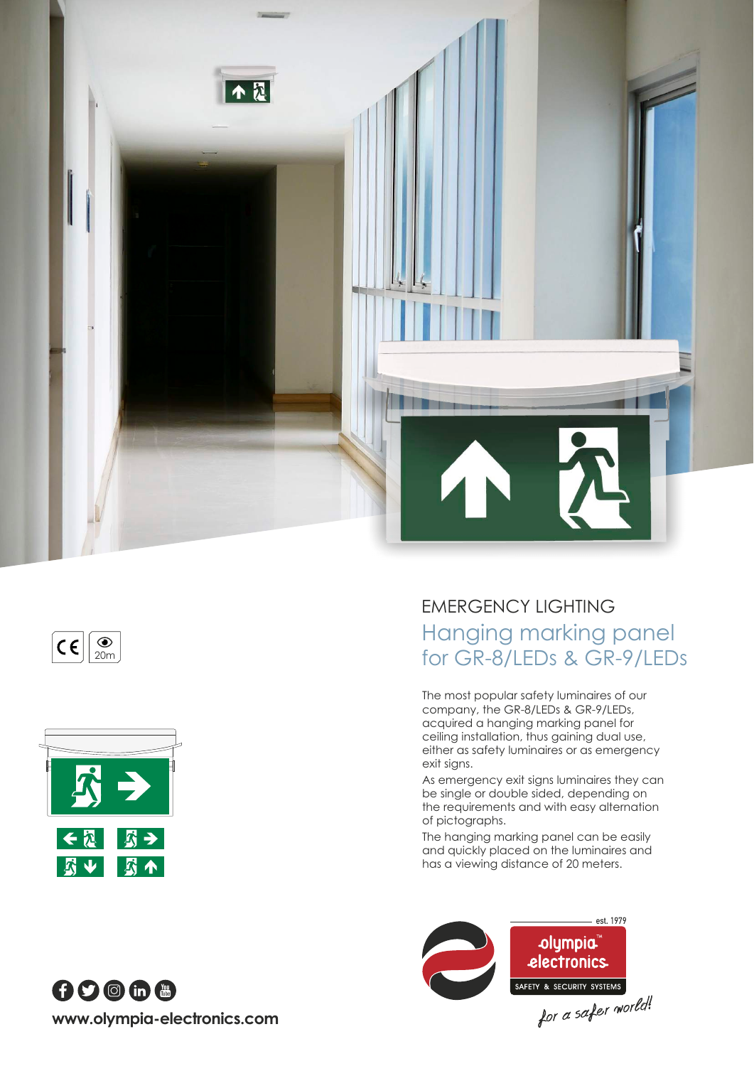EMERGENCY LIGHTING

# Hanging marking panel for GR-8/LEDs & GR-9/LEDs

20m

The most popular safety luminaires of our company, the GR-8/LEDs & GR-9/LEDs, acquired a hanging marking panel for ceiling installation, thus gaining dual use, either as safety luminaires or as emergency exit signs.

As emergency exit signs luminaires they can be single or double sided, depending on the requirements and with easy alternation of pictographs.

The hanging marking panel can be easily and quickly placed on the luminaires and has a viewing distance of 20 meters.

est. 1979

olympia™ electronics

SAFETY & SECURITY SYSTEMS

*for a safer world!*

**www.olympia-electronics.com**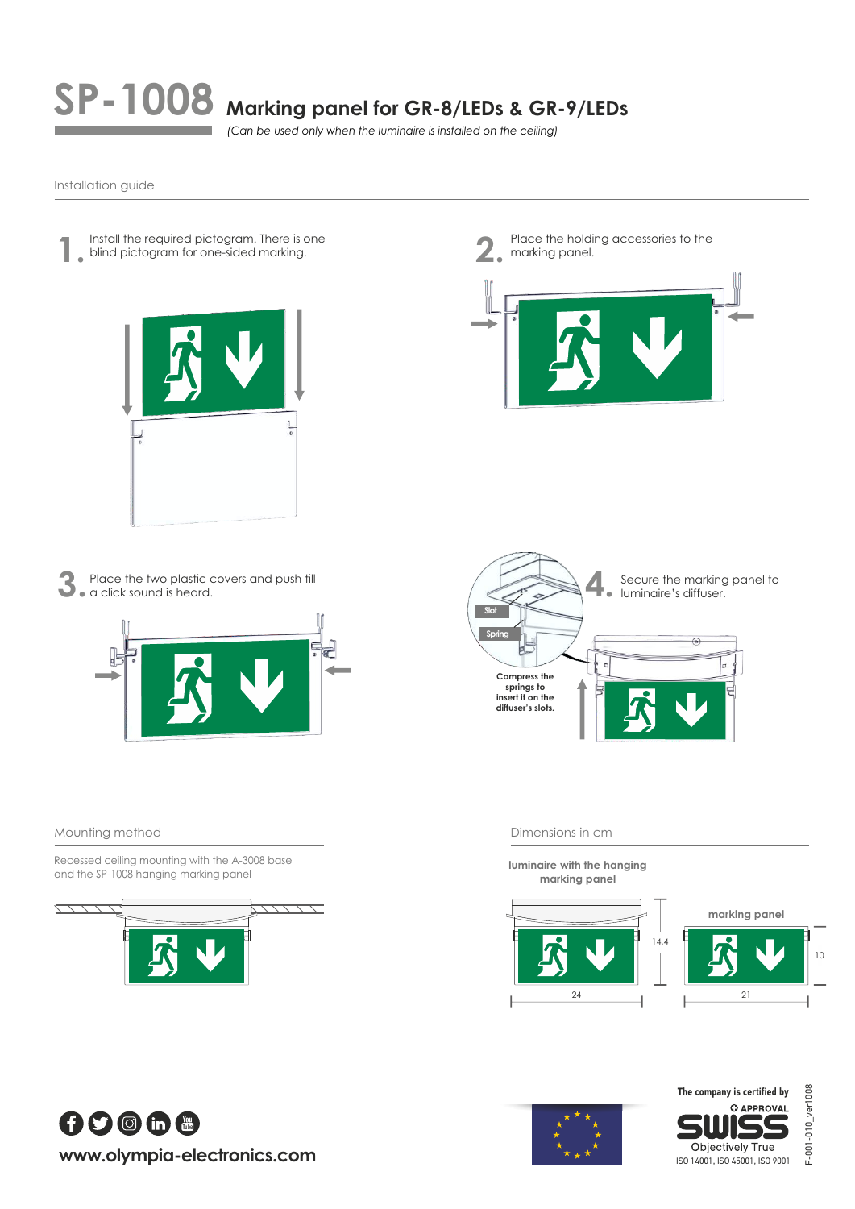# SP-1008 Marking panel for GR-8/LEDs & GR-9/LEDs

*(Can be used only when the luminaire is installed on the ceiling)*

## Installation guide

1. Install the required pictogram. There is one blind pictogram for one-sided marking.

2. Place the holding accessories to the marking panel.

3. Place the two plastic covers and push till a click sound is heard.

4. Secure the marking panel to luminaire's diffuser.

Slot

Spring

Compress the springs to insert it on the diffuser's slots.

## Mounting method

Recessed ceiling mounting with the A-3008 base and the SP-1008 hanging marking panel

## Dimensions in cm

luminaire with the hanging marking panel

14,4

24

marking panel

10

21

www.olympia-electronics.com

The company is certified by

APPROVAL SWISS

Objectively True

ISO 14001, ISO 45001, ISO 9001

F-001-010_ver1008